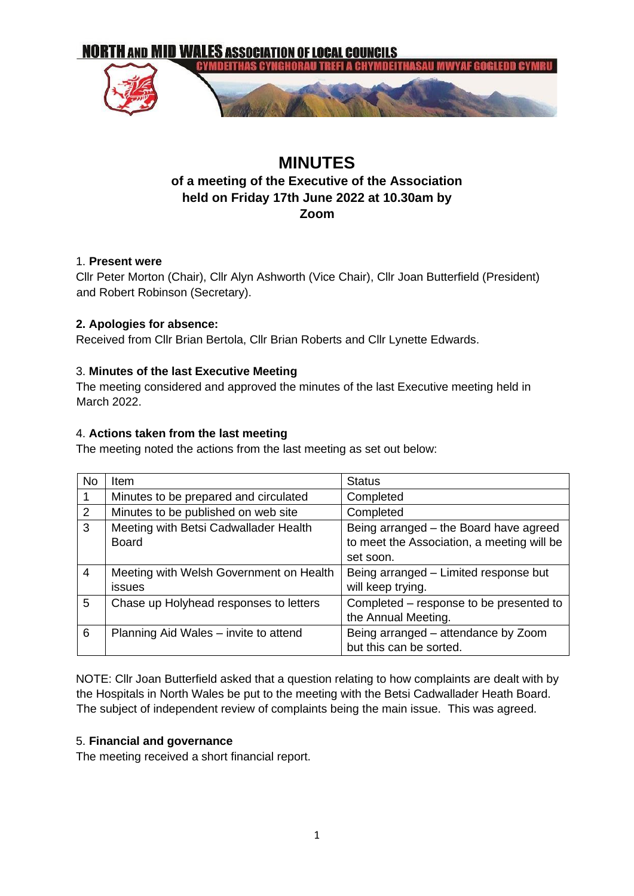NORTH AND MID WALES ASSOCIATION OF LOCAL COUNCILS

CYMDEITHAS CYNGHORAU TREFI A CHYMDEITHASAU MWYAF GOGLEDD CYMRU

# MINUTES

## of a meeting of the Executive of the Association held on Friday 17th June 2022 at 10.30am by Zoom

1. **Present were**

Cllr Peter Morton (Chair), Cllr Alyn Ashworth (Vice Chair), Cllr Joan Butterfield (President) and Robert Robinson (Secretary).

**2. Apologies for absence:**

Received from Cllr Brian Bertola, Cllr Brian Roberts and Cllr Lynette Edwards.

3. **Minutes of the last Executive Meeting**

The meeting considered and approved the minutes of the last Executive meeting held in March 2022.

4. **Actions taken from the last meeting**

The meeting noted the actions from the last meeting as set out below:

| No | Item | Status |
|---|---|---|
| 1 | Minutes to be prepared and circulated | Completed |
| 2 | Minutes to be published on web site | Completed |
| 3 | Meeting with Betsi Cadwallader Health Board | Being arranged – the Board have agreed to meet the Association, a meeting will be set soon. |
| 4 | Meeting with Welsh Government on Health issues | Being arranged – Limited response but will keep trying. |
| 5 | Chase up Holyhead responses to letters | Completed – response to be presented to the Annual Meeting. |
| 6 | Planning Aid Wales – invite to attend | Being arranged – attendance by Zoom but this can be sorted. |

NOTE: Cllr Joan Butterfield asked that a question relating to how complaints are dealt with by the Hospitals in North Wales be put to the meeting with the Betsi Cadwallader Heath Board. The subject of independent review of complaints being the main issue. This was agreed.

5. **Financial and governance**

The meeting received a short financial report.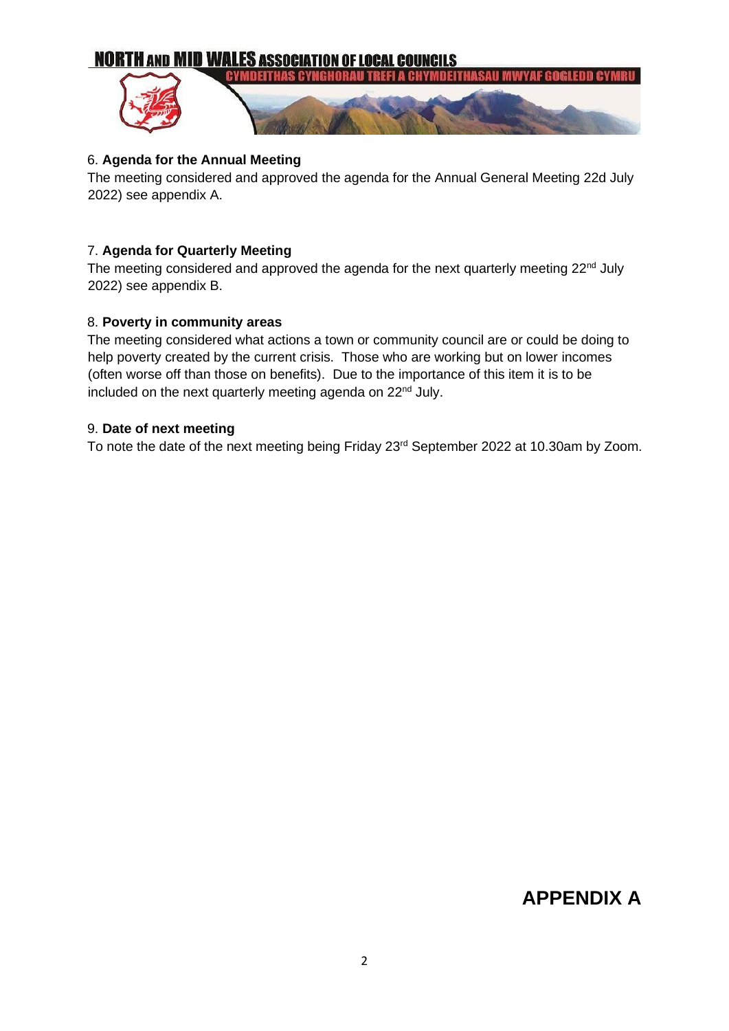6. **Agenda for the Annual Meeting**

The meeting considered and approved the agenda for the Annual General Meeting 22d July 2022) see appendix A.

7. **Agenda for Quarterly Meeting**

The meeting considered and approved the agenda for the next quarterly meeting 22nd July 2022) see appendix B.

8. **Poverty in community areas**

The meeting considered what actions a town or community council are or could be doing to help poverty created by the current crisis. Those who are working but on lower incomes (often worse off than those on benefits). Due to the importance of this item it is to be included on the next quarterly meeting agenda on 22nd July.

9. **Date of next meeting**

To note the date of the next meeting being Friday 23rd September 2022 at 10.30am by Zoom.

## APPENDIX A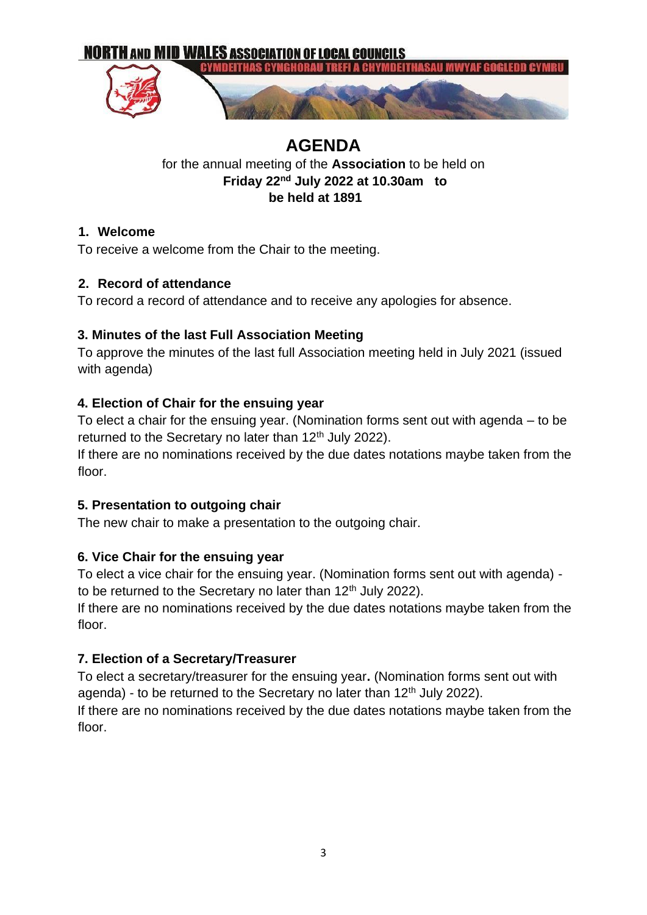NORTH AND MID WALES ASSOCIATION OF LOCAL COUNCILS

CYMDEITHAS CYNGHORAU TREFI A CHYMDEITHASAU MWYAF GOGLEDD CYMRU

# AGENDA

for the annual meeting of the **Association** to be held on
**Friday 22nd July 2022 at 10.30am to be held at 1891**

## 1. Welcome

To receive a welcome from the Chair to the meeting.

## 2. Record of attendance

To record a record of attendance and to receive any apologies for absence.

## 3. Minutes of the last Full Association Meeting

To approve the minutes of the last full Association meeting held in July 2021 (issued with agenda)

## 4. Election of Chair for the ensuing year

To elect a chair for the ensuing year. (Nomination forms sent out with agenda – to be returned to the Secretary no later than 12th July 2022).

If there are no nominations received by the due dates notations maybe taken from the floor.

## 5. Presentation to outgoing chair

The new chair to make a presentation to the outgoing chair.

## 6. Vice Chair for the ensuing year

To elect a vice chair for the ensuing year. (Nomination forms sent out with agenda) - to be returned to the Secretary no later than 12th July 2022).

If there are no nominations received by the due dates notations maybe taken from the floor.

## 7. Election of a Secretary/Treasurer

To elect a secretary/treasurer for the ensuing year**.** (Nomination forms sent out with agenda) - to be returned to the Secretary no later than 12th July 2022).

If there are no nominations received by the due dates notations maybe taken from the floor.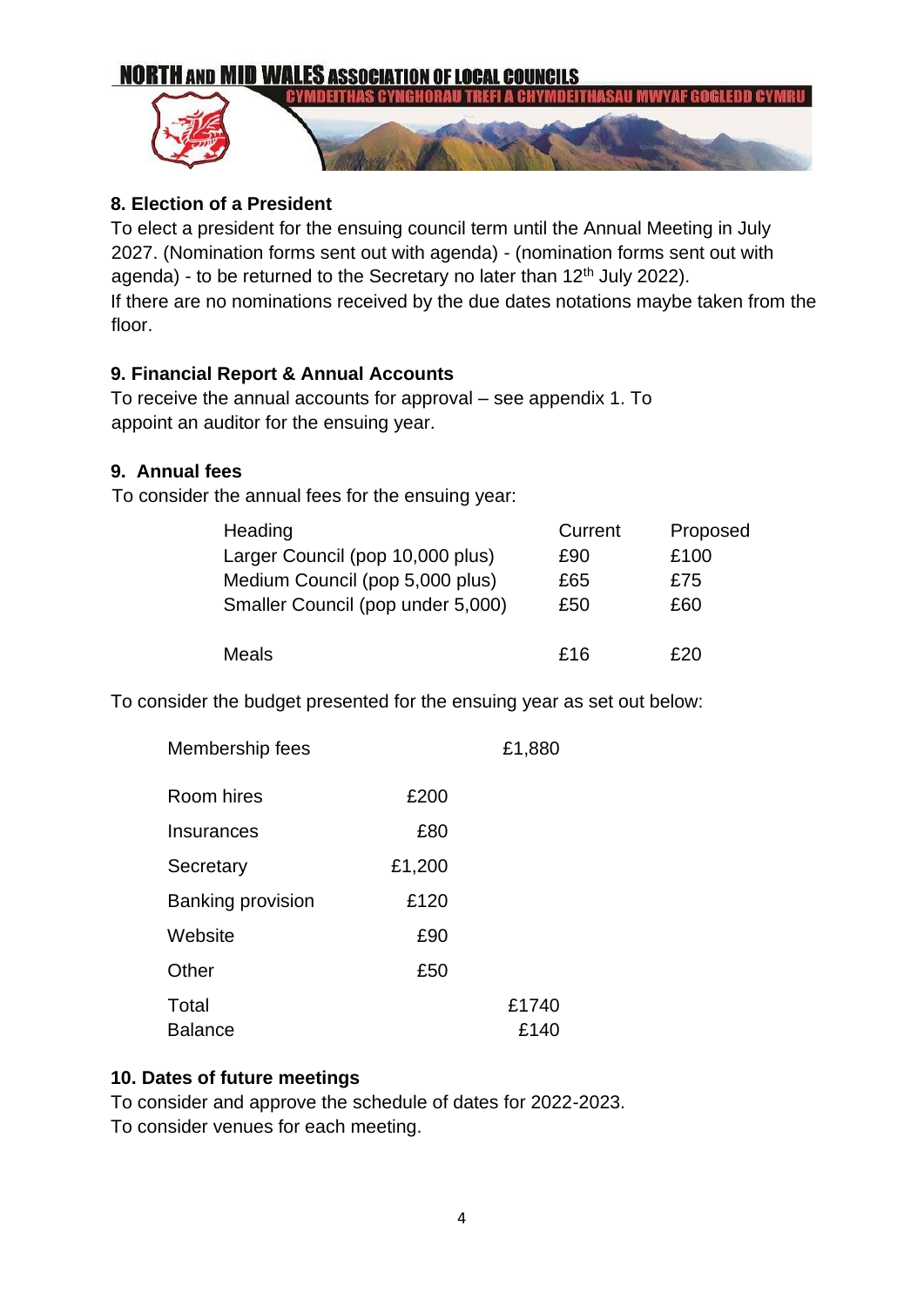**NORTH AND MID WALES ASSOCIATION OF LOCAL COUNCILS**
**CYMDEITHAS CYNGHORAU TREFI A CHYMDEITHASAU MWYAF GOGLEDD CYMRU**

### 8. Election of a President

To elect a president for the ensuing council term until the Annual Meeting in July 2027. (Nomination forms sent out with agenda) - (nomination forms sent out with agenda) - to be returned to the Secretary no later than 12th July 2022).
If there are no nominations received by the due dates notations maybe taken from the floor.

### 9. Financial Report & Annual Accounts

To receive the annual accounts for approval – see appendix 1. To appoint an auditor for the ensuing year.

### 9. Annual fees

To consider the annual fees for the ensuing year:

| Heading | Current | Proposed |
|---|---|---|
| Larger Council (pop 10,000 plus) | £90 | £100 |
| Medium Council (pop 5,000 plus) | £65 | £75 |
| Smaller Council (pop under 5,000) | £50 | £60 |
| | | |
| Meals | £16 | £20 |

To consider the budget presented for the ensuing year as set out below:

| | | |
|---|---|---|
| Membership fees | | £1,880 |
| Room hires | £200 | |
| Insurances | £80 | |
| Secretary | £1,200 | |
| Banking provision | £120 | |
| Website | £90 | |
| Other | £50 | |
| Total | | £1740 |
| Balance | | £140 |

### 10. Dates of future meetings

To consider and approve the schedule of dates for 2022-2023.
To consider venues for each meeting.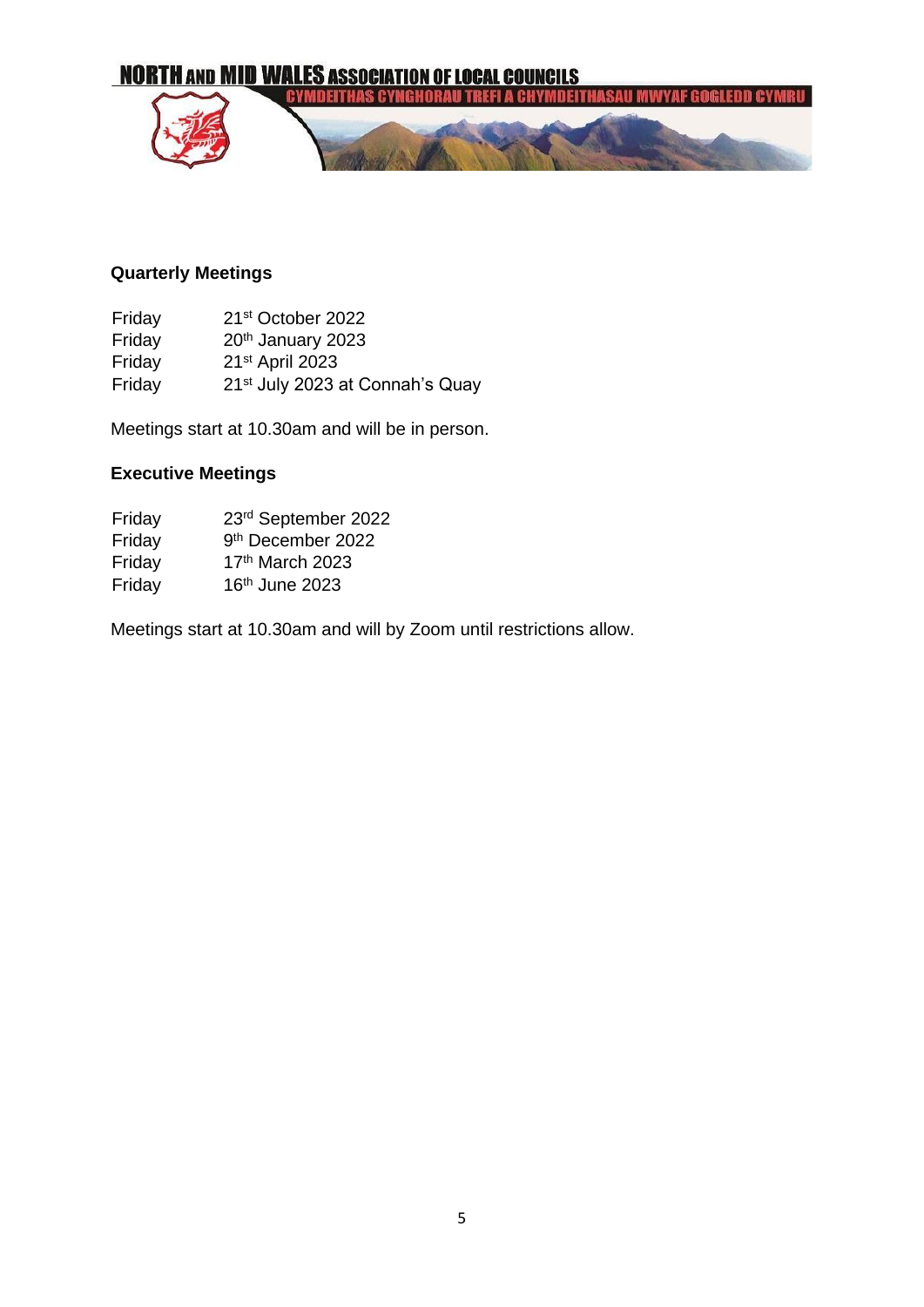## Quarterly Meetings

| | |
|---|---|
| Friday | 21st October 2022 |
| Friday | 20th January 2023 |
| Friday | 21st April 2023 |
| Friday | 21st July 2023 at Connah's Quay |

Meetings start at 10.30am and will be in person.

## Executive Meetings

| | |
|---|---|
| Friday | 23rd September 2022 |
| Friday | 9th December 2022 |
| Friday | 17th March 2023 |
| Friday | 16th June 2023 |

Meetings start at 10.30am and will by Zoom until restrictions allow.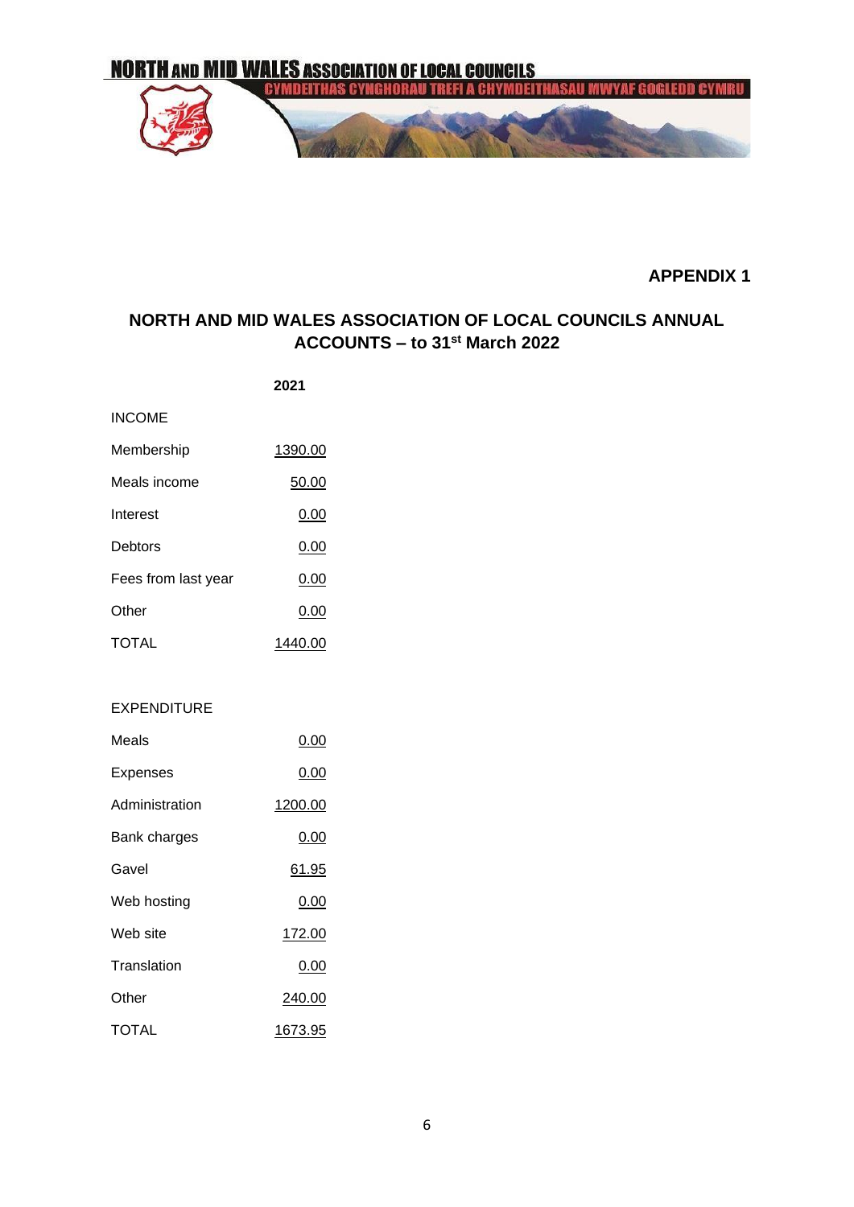**NORTH AND MID WALES ASSOCIATION OF LOCAL COUNCILS**
**CYMDEITHAS CYNGHORAU TREFI A CHYMDEITHASAU MWYAF GOGLEDD CYMRU**

**APPENDIX 1**

## NORTH AND MID WALES ASSOCIATION OF LOCAL COUNCILS ANNUAL ACCOUNTS – to 31st March 2022

| | 2021 |
|---|---|
| INCOME | |
| Membership | 1390.00 |
| Meals income | 50.00 |
| Interest | 0.00 |
| Debtors | 0.00 |
| Fees from last year | 0.00 |
| Other | 0.00 |
| TOTAL | 1440.00 |
| | |
| EXPENDITURE | |
| Meals | 0.00 |
| Expenses | 0.00 |
| Administration | 1200.00 |
| Bank charges | 0.00 |
| Gavel | 61.95 |
| Web hosting | 0.00 |
| Web site | 172.00 |
| Translation | 0.00 |
| Other | 240.00 |
| TOTAL | 1673.95 |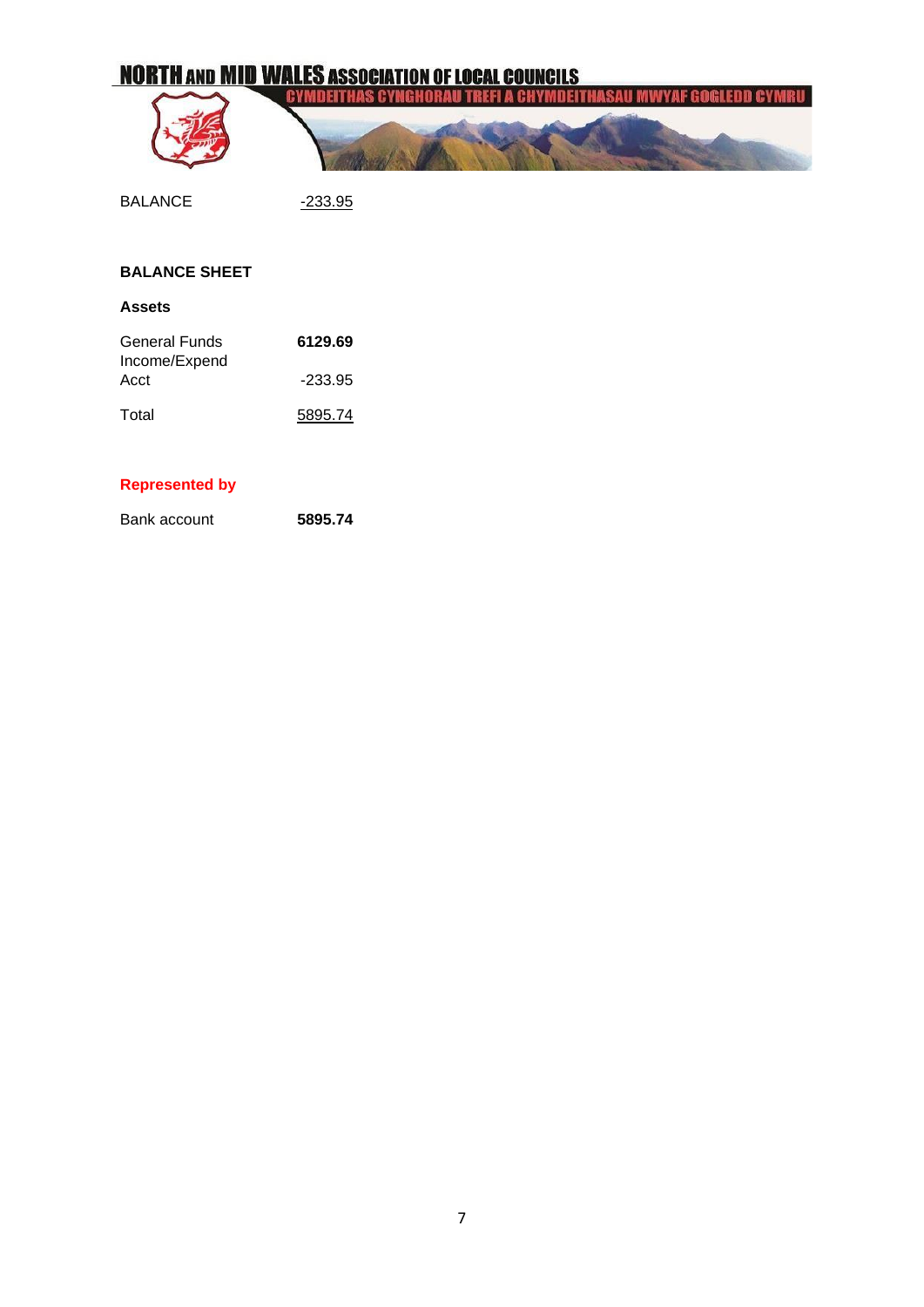| BALANCE | -233.95 |
| --- | --- |

**BALANCE SHEET**

**Assets**

| | |
| --- | --- |
| General Funds | **6129.69** |
| Income/Expend Acct | -233.95 |
| Total | 5895.74 |

**Represented by**

| | |
| --- | --- |
| Bank account | **5895.74** |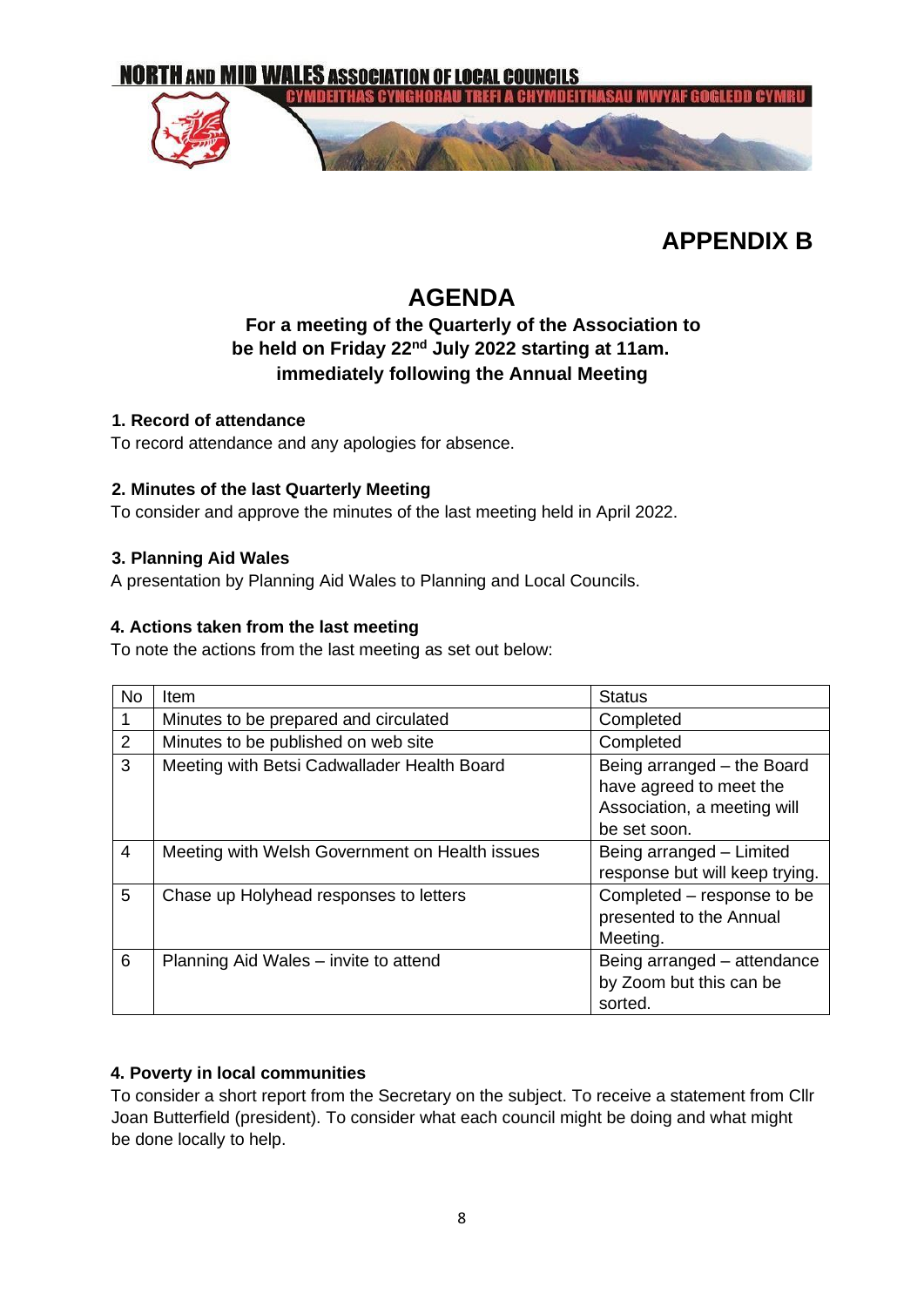NORTH AND MID WALES ASSOCIATION OF LOCAL COUNCILS

CYMDEITHAS CYNGHORAU TREFI A CHYMDEITHASAU MWYAF GOGLEDD CYMRU

# APPENDIX B

# AGENDA

**For a meeting of the Quarterly of the Association to be held on Friday 22nd July 2022 starting at 11am. immediately following the Annual Meeting**

### 1. Record of attendance

To record attendance and any apologies for absence.

### 2. Minutes of the last Quarterly Meeting

To consider and approve the minutes of the last meeting held in April 2022.

### 3. Planning Aid Wales

A presentation by Planning Aid Wales to Planning and Local Councils.

### 4. Actions taken from the last meeting

To note the actions from the last meeting as set out below:

| No | Item | Status |
|---|---|---|
| 1 | Minutes to be prepared and circulated | Completed |
| 2 | Minutes to be published on web site | Completed |
| 3 | Meeting with Betsi Cadwallader Health Board | Being arranged – the Board have agreed to meet the Association, a meeting will be set soon. |
| 4 | Meeting with Welsh Government on Health issues | Being arranged – Limited response but will keep trying. |
| 5 | Chase up Holyhead responses to letters | Completed – response to be presented to the Annual Meeting. |
| 6 | Planning Aid Wales – invite to attend | Being arranged – attendance by Zoom but this can be sorted. |

### 4. Poverty in local communities

To consider a short report from the Secretary on the subject. To receive a statement from Cllr Joan Butterfield (president). To consider what each council might be doing and what might be done locally to help.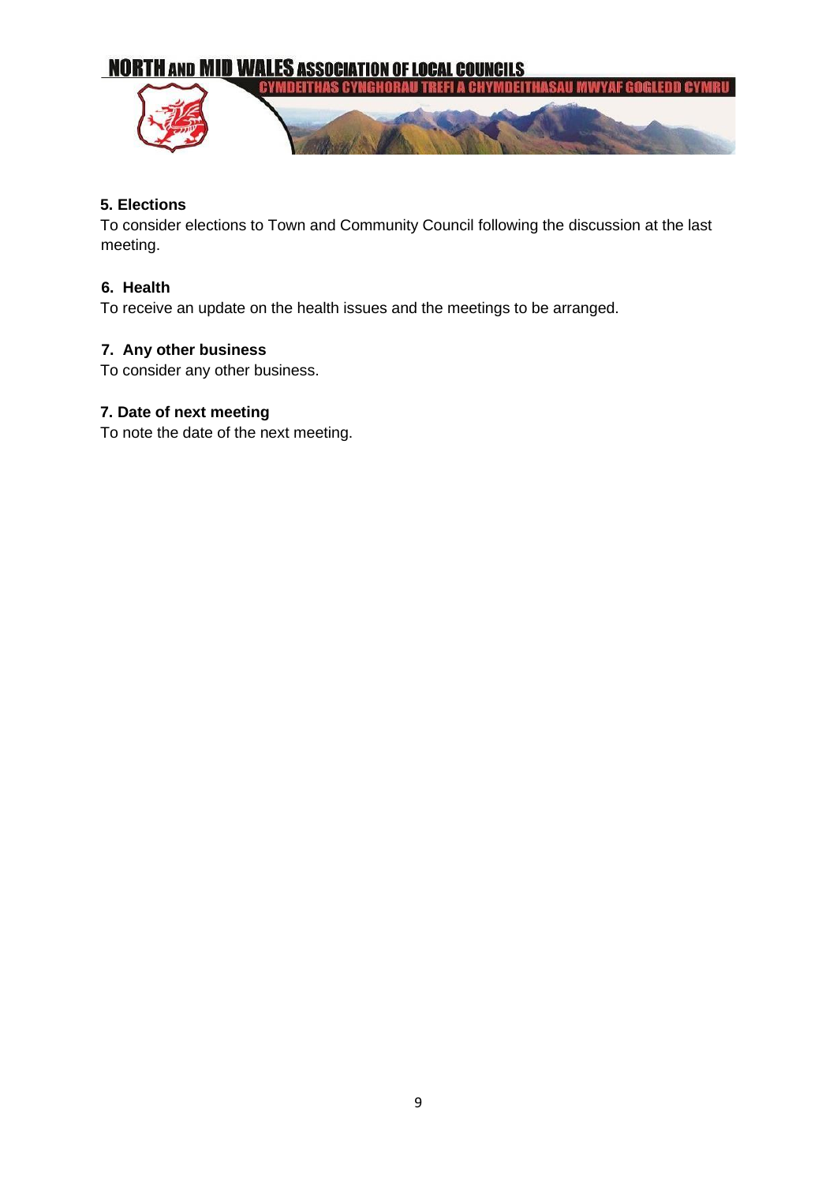## 5. Elections

To consider elections to Town and Community Council following the discussion at the last meeting.

## 6. Health

To receive an update on the health issues and the meetings to be arranged.

## 7. Any other business

To consider any other business.

## 7. Date of next meeting

To note the date of the next meeting.